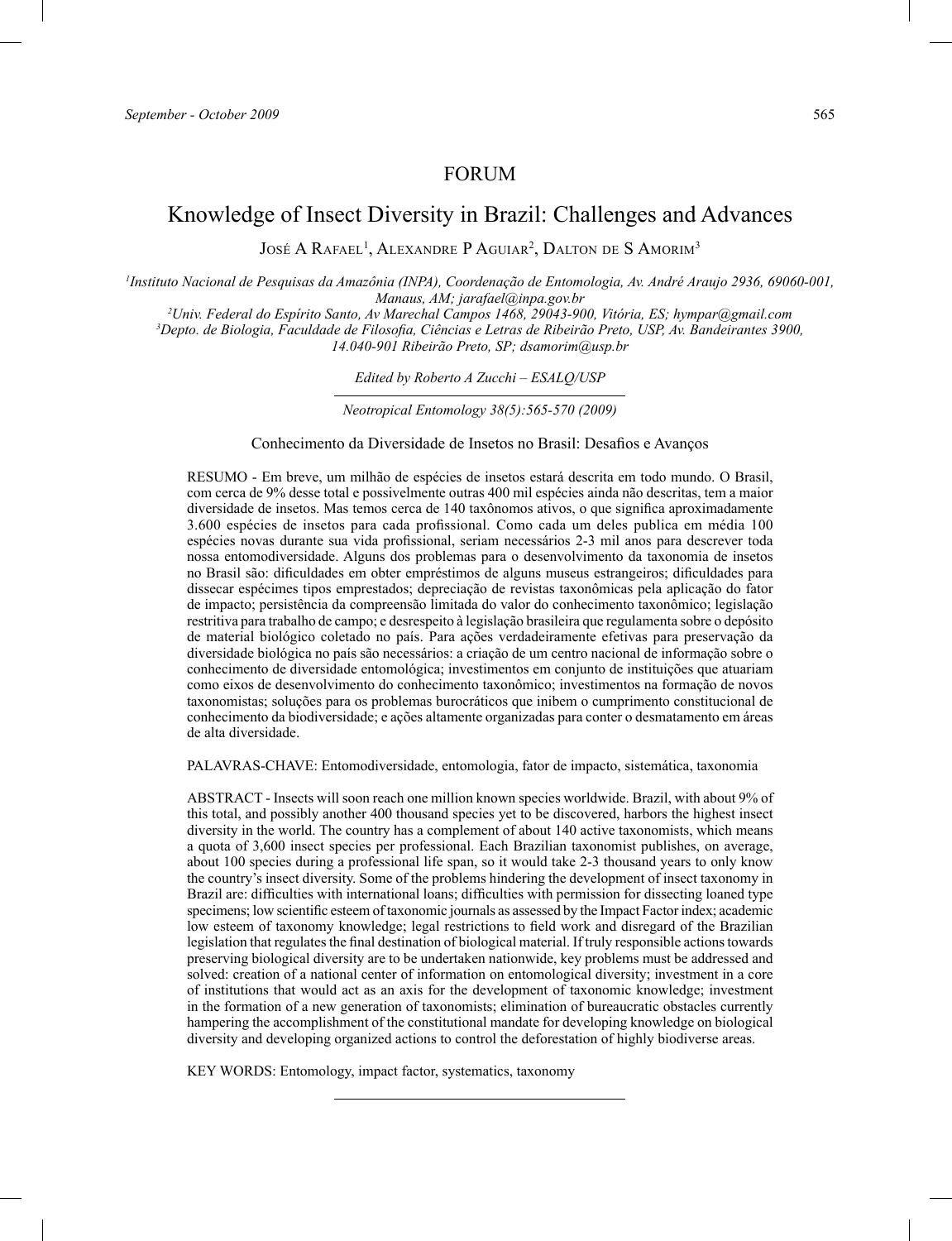FORUM

# Knowledge of Insect Diversity in Brazil: Challenges and Advances

José A Rafael[1], Alexandre P Aguiar[2], Dalton de S Amorim[3]

[1]*Instituto Nacional de Pesquisas da Amazônia (INPA), Coordenação de Entomologia, Av. André Araujo 2936, 69060-001, Manaus, AM; jarafael@inpa.gov.br*

[2]*Univ. Federal do Espírito Santo, Av Marechal Campos 1468, 29043-900, Vitória, ES; hympar@gmail.com*

[3]*Depto. de Biologia, Faculdade de Filosofia, Ciências e Letras de Ribeirão Preto, USP, Av. Bandeirantes 3900, 14.040-901 Ribeirão Preto, SP; dsamorim@usp.br*

*Edited by Roberto A Zucchi – ESALQ/USP*

*Neotropical Entomology 38(5):565-570 (2009)*

Conhecimento da Diversidade de Insetos no Brasil: Desafios e Avanços

RESUMO - Em breve, um milhão de espécies de insetos estará descrita em todo mundo. O Brasil, com cerca de 9% desse total e possivelmente outras 400 mil espécies ainda não descritas, tem a maior diversidade de insetos. Mas temos cerca de 140 taxônomos ativos, o que significa aproximadamente 3.600 espécies de insetos para cada profissional. Como cada um deles publica em média 100 espécies novas durante sua vida profissional, seriam necessários 2-3 mil anos para descrever toda nossa entomodiversidade. Alguns dos problemas para o desenvolvimento da taxonomia de insetos no Brasil são: dificuldades em obter empréstimos de alguns museus estrangeiros; dificuldades para dissecar espécimes tipos emprestados; depreciação de revistas taxonômicas pela aplicação do fator de impacto; persistência da compreensão limitada do valor do conhecimento taxonômico; legislação restritiva para trabalho de campo; e desrespeito à legislação brasileira que regulamenta sobre o depósito de material biológico coletado no país. Para ações verdadeiramente efetivas para preservação da diversidade biológica no país são necessários: a criação de um centro nacional de informação sobre o conhecimento de diversidade entomológica; investimentos em conjunto de instituições que atuariam como eixos de desenvolvimento do conhecimento taxonômico; investimentos na formação de novos taxonomistas; soluções para os problemas burocráticos que inibem o cumprimento constitucional de conhecimento da biodiversidade; e ações altamente organizadas para conter o desmatamento em áreas de alta diversidade.

PALAVRAS-CHAVE: Entomodiversidade, entomologia, fator de impacto, sistemática, taxonomia

ABSTRACT - Insects will soon reach one million known species worldwide. Brazil, with about 9% of this total, and possibly another 400 thousand species yet to be discovered, harbors the highest insect diversity in the world. The country has a complement of about 140 active taxonomists, which means a quota of 3,600 insect species per professional. Each Brazilian taxonomist publishes, on average, about 100 species during a professional life span, so it would take 2-3 thousand years to only know the country's insect diversity. Some of the problems hindering the development of insect taxonomy in Brazil are: difficulties with international loans; difficulties with permission for dissecting loaned type specimens; low scientific esteem of taxonomic journals as assessed by the Impact Factor index; academic low esteem of taxonomy knowledge; legal restrictions to field work and disregard of the Brazilian legislation that regulates the final destination of biological material. If truly responsible actions towards preserving biological diversity are to be undertaken nationwide, key problems must be addressed and solved: creation of a national center of information on entomological diversity; investment in a core of institutions that would act as an axis for the development of taxonomic knowledge; investment in the formation of a new generation of taxonomists; elimination of bureaucratic obstacles currently hampering the accomplishment of the constitutional mandate for developing knowledge on biological diversity and developing organized actions to control the deforestation of highly biodiverse areas.

KEY WORDS: Entomology, impact factor, systematics, taxonomy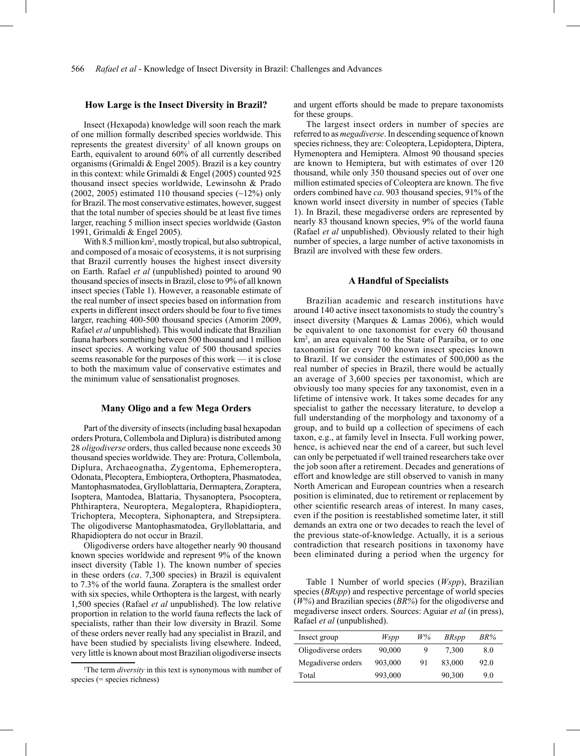## How Large is the Insect Diversity in Brazil?

Insect (Hexapoda) knowledge will soon reach the mark of one million formally described species worldwide. This represents the greatest diversity[1] of all known groups on Earth, equivalent to around 60% of all currently described organisms (Grimaldi & Engel 2005). Brazil is a key country in this context: while Grimaldi & Engel (2005) counted 925 thousand insect species worldwide, Lewinsohn & Prado (2002, 2005) estimated 110 thousand species (~12%) only for Brazil. The most conservative estimates, however, suggest that the total number of species should be at least five times larger, reaching 5 million insect species worldwide (Gaston 1991, Grimaldi & Engel 2005).

With 8.5 million km², mostly tropical, but also subtropical, and composed of a mosaic of ecosystems, it is not surprising that Brazil currently houses the highest insect diversity on Earth. Rafael *et al* (unpublished) pointed to around 90 thousand species of insects in Brazil, close to 9% of all known insect species (Table 1). However, a reasonable estimate of the real number of insect species based on information from experts in different insect orders should be four to five times larger, reaching 400-500 thousand species (Amorim 2009, Rafael *et al* unpublished). This would indicate that Brazilian fauna harbors something between 500 thousand and 1 million insect species. A working value of 500 thousand species seems reasonable for the purposes of this work — it is close to both the maximum value of conservative estimates and the minimum value of sensationalist prognoses.

## Many Oligo and a few Mega Orders

Part of the diversity of insects (including basal hexapodan orders Protura, Collembola and Diplura) is distributed among 28 *oligodiverse* orders, thus called because none exceeds 30 thousand species worldwide. They are: Protura, Collembola, Diplura, Archaeognatha, Zygentoma, Ephemeroptera, Odonata, Plecoptera, Embioptera, Orthoptera, Phasmatodea, Mantophasmatodea, Grylloblattaria, Dermaptera, Zoraptera, Isoptera, Mantodea, Blattaria, Thysanoptera, Psocoptera, Phthiraptera, Neuroptera, Megaloptera, Rhapidioptera, Trichoptera, Mecoptera, Siphonaptera, and Strepsiptera. The oligodiverse Mantophasmatodea, Grylloblattaria, and Rhapidioptera do not occur in Brazil.

Oligodiverse orders have altogether nearly 90 thousand known species worldwide and represent 9% of the known insect diversity (Table 1). The known number of species in these orders (*ca*. 7,300 species) in Brazil is equivalent to 7.3% of the world fauna. Zoraptera is the smallest order with six species, while Orthoptera is the largest, with nearly 1,500 species (Rafael *et al* unpublished). The low relative proportion in relation to the world fauna reflects the lack of specialists, rather than their low diversity in Brazil. Some of these orders never really had any specialist in Brazil, and have been studied by specialists living elsewhere. Indeed, very little is known about most Brazilian oligodiverse insects and urgent efforts should be made to prepare taxonomists for these groups.

The largest insect orders in number of species are referred to as *megadiverse*. In descending sequence of known species richness, they are: Coleoptera, Lepidoptera, Diptera, Hymenoptera and Hemiptera. Almost 90 thousand species are known to Hemiptera, but with estimates of over 120 thousand, while only 350 thousand species out of over one million estimated species of Coleoptera are known. The five orders combined have *ca*. 903 thousand species, 91% of the known world insect diversity in number of species (Table 1). In Brazil, these megadiverse orders are represented by nearly 83 thousand known species, 9% of the world fauna (Rafael *et al* unpublished). Obviously related to their high number of species, a large number of active taxonomists in Brazil are involved with these few orders.

## A Handful of Specialists

Brazilian academic and research institutions have around 140 active insect taxonomists to study the country's insect diversity (Marques & Lamas 2006), which would be equivalent to one taxonomist for every 60 thousand km², an area equivalent to the State of Paraíba, or to one taxonomist for every 700 known insect species known to Brazil. If we consider the estimates of 500,000 as the real number of species in Brazil, there would be actually an average of 3,600 species per taxonomist, which are obviously too many species for any taxonomist, even in a lifetime of intensive work. It takes some decades for any specialist to gather the necessary literature, to develop a full understanding of the morphology and taxonomy of a group, and to build up a collection of specimens of each taxon, e.g., at family level in Insecta. Full working power, hence, is achieved near the end of a career, but such level can only be perpetuated if well trained researchers take over the job soon after a retirement. Decades and generations of effort and knowledge are still observed to vanish in many North American and European countries when a research position is eliminated, due to retirement or replacement by other scientific research areas of interest. In many cases, even if the position is reestablished sometime later, it still demands an extra one or two decades to reach the level of the previous state-of-knowledge. Actually, it is a serious contradiction that research positions in taxonomy have been eliminated during a period when the urgency for

Table 1 Number of world species (*Wspp*), Brazilian species (*BRspp*) and respective percentage of world species (*W%*) and Brazilian species (*BR%*) for the oligodiverse and megadiverse insect orders. Sources: Aguiar *et al* (in press), Rafael *et al* (unpublished).

| Insect group | *Wspp* | *W%* | *BRspp* | *BR%* |
|---|---|---|---|---|
| Oligodiverse orders | 90,000 | 9 | 7,300 | 8.0 |
| Megadiverse orders | 903,000 | 91 | 83,000 | 92.0 |
| Total | 993,000 | | 90,300 | 9.0 |

[1]The term *diversity* in this text is synonymous with number of species (= species richness)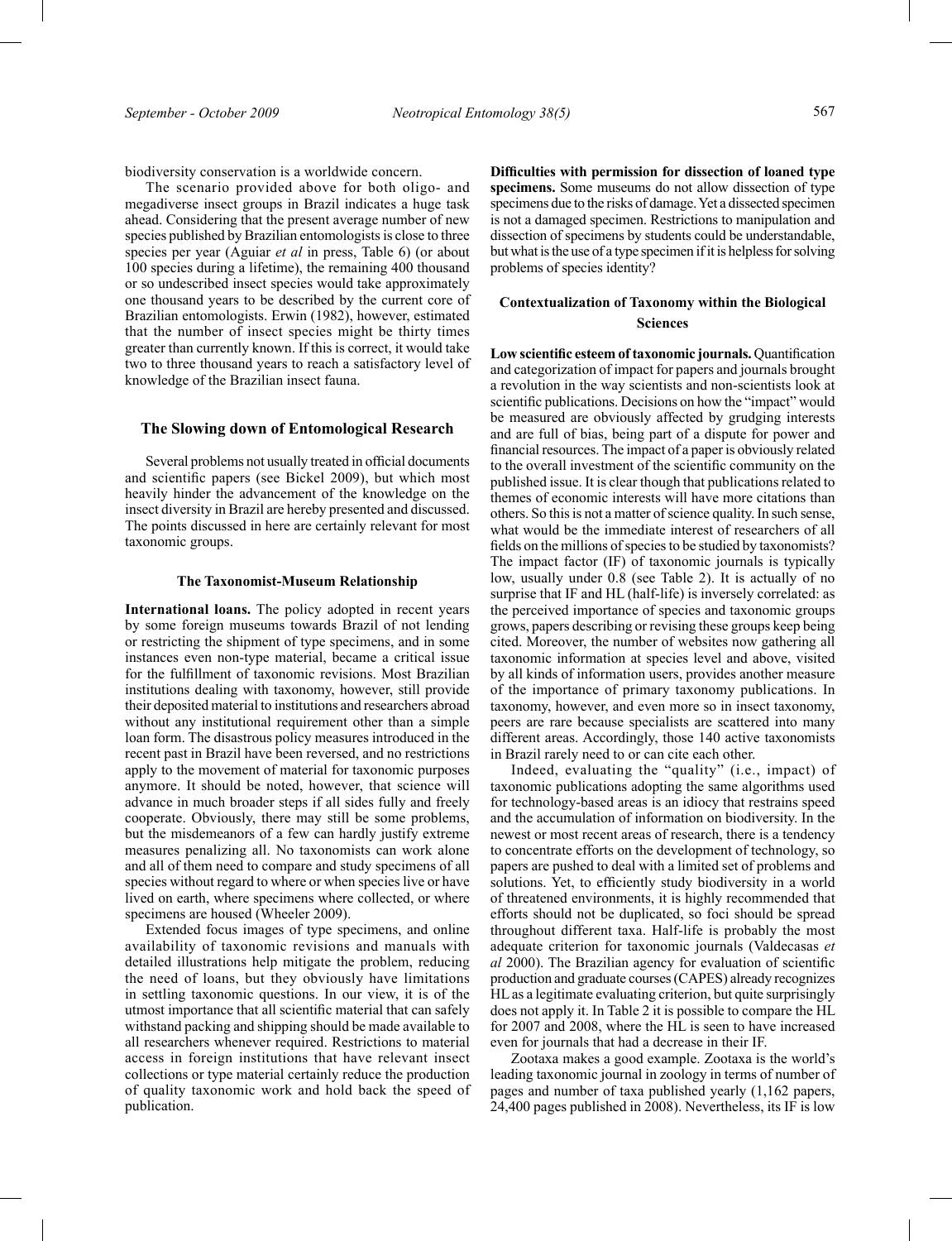biodiversity conservation is a worldwide concern.

The scenario provided above for both oligo- and megadiverse insect groups in Brazil indicates a huge task ahead. Considering that the present average number of new species published by Brazilian entomologists is close to three species per year (Aguiar *et al* in press, Table 6) (or about 100 species during a lifetime), the remaining 400 thousand or so undescribed insect species would take approximately one thousand years to be described by the current core of Brazilian entomologists. Erwin (1982), however, estimated that the number of insect species might be thirty times greater than currently known. If this is correct, it would take two to three thousand years to reach a satisfactory level of knowledge of the Brazilian insect fauna.

## The Slowing down of Entomological Research

Several problems not usually treated in official documents and scientific papers (see Bickel 2009), but which most heavily hinder the advancement of the knowledge on the insect diversity in Brazil are hereby presented and discussed. The points discussed in here are certainly relevant for most taxonomic groups.

### The Taxonomist-Museum Relationship

**International loans.** The policy adopted in recent years by some foreign museums towards Brazil of not lending or restricting the shipment of type specimens, and in some instances even non-type material, became a critical issue for the fulfillment of taxonomic revisions. Most Brazilian institutions dealing with taxonomy, however, still provide their deposited material to institutions and researchers abroad without any institutional requirement other than a simple loan form. The disastrous policy measures introduced in the recent past in Brazil have been reversed, and no restrictions apply to the movement of material for taxonomic purposes anymore. It should be noted, however, that science will advance in much broader steps if all sides fully and freely cooperate. Obviously, there may still be some problems, but the misdemeanors of a few can hardly justify extreme measures penalizing all. No taxonomists can work alone and all of them need to compare and study specimens of all species without regard to where or when species live or have lived on earth, where specimens where collected, or where specimens are housed (Wheeler 2009).

Extended focus images of type specimens, and online availability of taxonomic revisions and manuals with detailed illustrations help mitigate the problem, reducing the need of loans, but they obviously have limitations in settling taxonomic questions. In our view, it is of the utmost importance that all scientific material that can safely withstand packing and shipping should be made available to all researchers whenever required. Restrictions to material access in foreign institutions that have relevant insect collections or type material certainly reduce the production of quality taxonomic work and hold back the speed of publication.

**Difficulties with permission for dissection of loaned type specimens.** Some museums do not allow dissection of type specimens due to the risks of damage. Yet a dissected specimen is not a damaged specimen. Restrictions to manipulation and dissection of specimens by students could be understandable, but what is the use of a type specimen if it is helpless for solving problems of species identity?

### Contextualization of Taxonomy within the Biological Sciences

**Low scientific esteem of taxonomic journals.** Quantification and categorization of impact for papers and journals brought a revolution in the way scientists and non-scientists look at scientific publications. Decisions on how the "impact" would be measured are obviously affected by grudging interests and are full of bias, being part of a dispute for power and financial resources. The impact of a paper is obviously related to the overall investment of the scientific community on the published issue. It is clear though that publications related to themes of economic interests will have more citations than others. So this is not a matter of science quality. In such sense, what would be the immediate interest of researchers of all fields on the millions of species to be studied by taxonomists? The impact factor (IF) of taxonomic journals is typically low, usually under 0.8 (see Table 2). It is actually of no surprise that IF and HL (half-life) is inversely correlated: as the perceived importance of species and taxonomic groups grows, papers describing or revising these groups keep being cited. Moreover, the number of websites now gathering all taxonomic information at species level and above, visited by all kinds of information users, provides another measure of the importance of primary taxonomy publications. In taxonomy, however, and even more so in insect taxonomy, peers are rare because specialists are scattered into many different areas. Accordingly, those 140 active taxonomists in Brazil rarely need to or can cite each other.

Indeed, evaluating the "quality" (i.e., impact) of taxonomic publications adopting the same algorithms used for technology-based areas is an idiocy that restrains speed and the accumulation of information on biodiversity. In the newest or most recent areas of research, there is a tendency to concentrate efforts on the development of technology, so papers are pushed to deal with a limited set of problems and solutions. Yet, to efficiently study biodiversity in a world of threatened environments, it is highly recommended that efforts should not be duplicated, so foci should be spread throughout different taxa. Half-life is probably the most adequate criterion for taxonomic journals (Valdecasas *et al* 2000). The Brazilian agency for evaluation of scientific production and graduate courses (CAPES) already recognizes HL as a legitimate evaluating criterion, but quite surprisingly does not apply it. In Table 2 it is possible to compare the HL for 2007 and 2008, where the HL is seen to have increased even for journals that had a decrease in their IF.

Zootaxa makes a good example. Zootaxa is the world's leading taxonomic journal in zoology in terms of number of pages and number of taxa published yearly (1,162 papers, 24,400 pages published in 2008). Nevertheless, its IF is low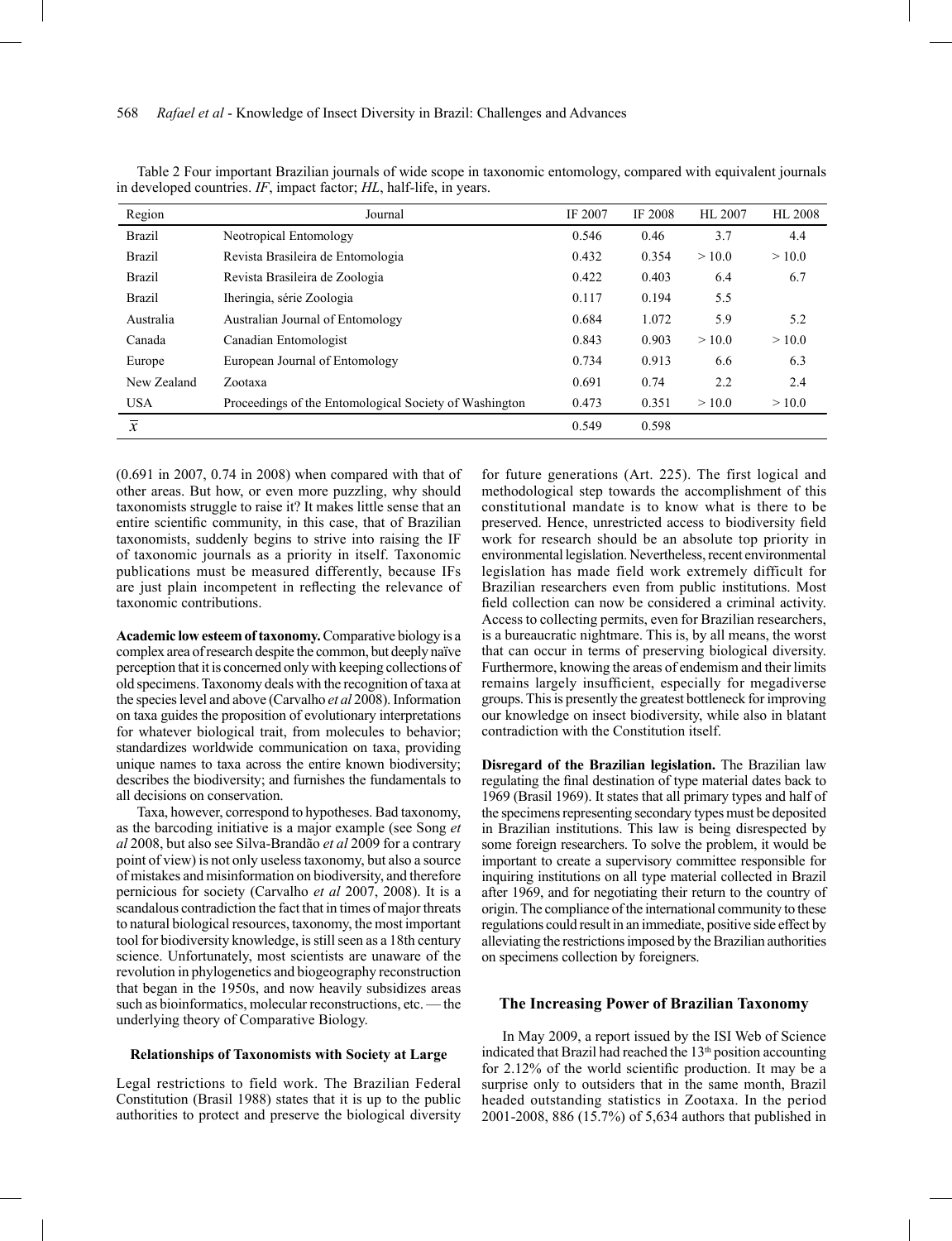Table 2 Four important Brazilian journals of wide scope in taxonomic entomology, compared with equivalent journals in developed countries. *IF*, impact factor; *HL*, half-life, in years.

| Region | Journal | IF 2007 | IF 2008 | HL 2007 | HL 2008 |
|---|---|---|---|---|---|
| Brazil | Neotropical Entomology | 0.546 | 0.46 | 3.7 | 4.4 |
| Brazil | Revista Brasileira de Entomologia | 0.432 | 0.354 | > 10.0 | > 10.0 |
| Brazil | Revista Brasileira de Zoologia | 0.422 | 0.403 | 6.4 | 6.7 |
| Brazil | Iheringia, série Zoologia | 0.117 | 0.194 | 5.5 | |
| Australia | Australian Journal of Entomology | 0.684 | 1.072 | 5.9 | 5.2 |
| Canada | Canadian Entomologist | 0.843 | 0.903 | > 10.0 | > 10.0 |
| Europe | European Journal of Entomology | 0.734 | 0.913 | 6.6 | 6.3 |
| New Zealand | Zootaxa | 0.691 | 0.74 | 2.2 | 2.4 |
| USA | Proceedings of the Entomological Society of Washington | 0.473 | 0.351 | > 10.0 | > 10.0 |
| $\bar{x}$ | | 0.549 | 0.598 | | |

(0.691 in 2007, 0.74 in 2008) when compared with that of other areas. But how, or even more puzzling, why should taxonomists struggle to raise it? It makes little sense that an entire scientific community, in this case, that of Brazilian taxonomists, suddenly begins to strive into raising the IF of taxonomic journals as a priority in itself. Taxonomic publications must be measured differently, because IFs are just plain incompetent in reflecting the relevance of taxonomic contributions.

**Academic low esteem of taxonomy.** Comparative biology is a complex area of research despite the common, but deeply naïve perception that it is concerned only with keeping collections of old specimens. Taxonomy deals with the recognition of taxa at the species level and above (Carvalho *et al* 2008). Information on taxa guides the proposition of evolutionary interpretations for whatever biological trait, from molecules to behavior; standardizes worldwide communication on taxa, providing unique names to taxa across the entire known biodiversity; describes the biodiversity; and furnishes the fundamentals to all decisions on conservation.

Taxa, however, correspond to hypotheses. Bad taxonomy, as the barcoding initiative is a major example (see Song *et al* 2008, but also see Silva-Brandão *et al* 2009 for a contrary point of view) is not only useless taxonomy, but also a source of mistakes and misinformation on biodiversity, and therefore pernicious for society (Carvalho *et al* 2007, 2008). It is a scandalous contradiction the fact that in times of major threats to natural biological resources, taxonomy, the most important tool for biodiversity knowledge, is still seen as a 18th century science. Unfortunately, most scientists are unaware of the revolution in phylogenetics and biogeography reconstruction that began in the 1950s, and now heavily subsidizes areas such as bioinformatics, molecular reconstructions, etc. — the underlying theory of Comparative Biology.

### Relationships of Taxonomists with Society at Large

Legal restrictions to field work. The Brazilian Federal Constitution (Brasil 1988) states that it is up to the public authorities to protect and preserve the biological diversity for future generations (Art. 225). The first logical and methodological step towards the accomplishment of this constitutional mandate is to know what is there to be preserved. Hence, unrestricted access to biodiversity field work for research should be an absolute top priority in environmental legislation. Nevertheless, recent environmental legislation has made field work extremely difficult for Brazilian researchers even from public institutions. Most field collection can now be considered a criminal activity. Access to collecting permits, even for Brazilian researchers, is a bureaucratic nightmare. This is, by all means, the worst that can occur in terms of preserving biological diversity. Furthermore, knowing the areas of endemism and their limits remains largely insufficient, especially for megadiverse groups. This is presently the greatest bottleneck for improving our knowledge on insect biodiversity, while also in blatant contradiction with the Constitution itself.

**Disregard of the Brazilian legislation.** The Brazilian law regulating the final destination of type material dates back to 1969 (Brasil 1969). It states that all primary types and half of the specimens representing secondary types must be deposited in Brazilian institutions. This law is being disrespected by some foreign researchers. To solve the problem, it would be important to create a supervisory committee responsible for inquiring institutions on all type material collected in Brazil after 1969, and for negotiating their return to the country of origin. The compliance of the international community to these regulations could result in an immediate, positive side effect by alleviating the restrictions imposed by the Brazilian authorities on specimens collection by foreigners.

## The Increasing Power of Brazilian Taxonomy

In May 2009, a report issued by the ISI Web of Science indicated that Brazil had reached the 13th position accounting for 2.12% of the world scientific production. It may be a surprise only to outsiders that in the same month, Brazil headed outstanding statistics in Zootaxa. In the period 2001-2008, 886 (15.7%) of 5,634 authors that published in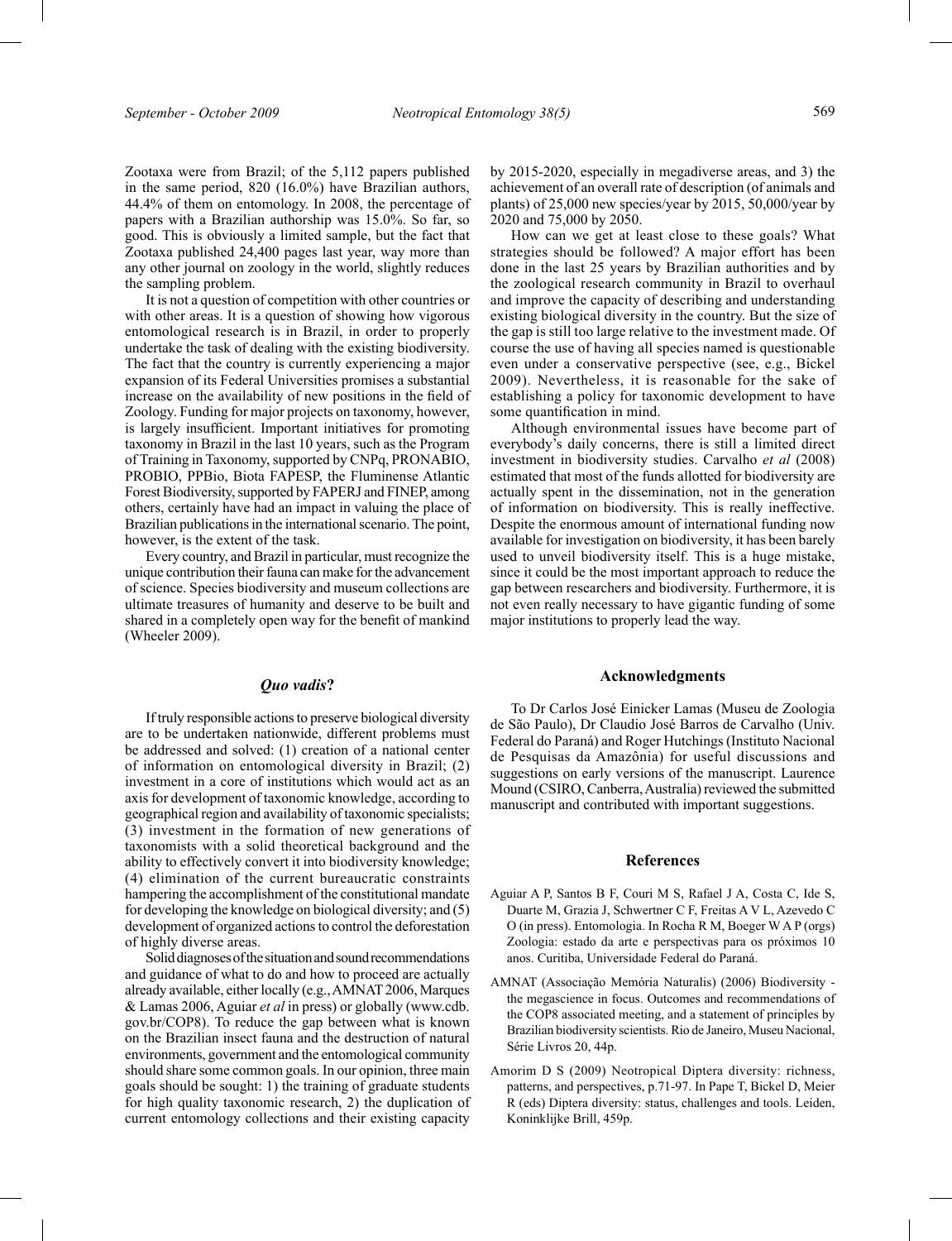Zootaxa were from Brazil; of the 5,112 papers published in the same period, 820 (16.0%) have Brazilian authors, 44.4% of them on entomology. In 2008, the percentage of papers with a Brazilian authorship was 15.0%. So far, so good. This is obviously a limited sample, but the fact that Zootaxa published 24,400 pages last year, way more than any other journal on zoology in the world, slightly reduces the sampling problem.

It is not a question of competition with other countries or with other areas. It is a question of showing how vigorous entomological research is in Brazil, in order to properly undertake the task of dealing with the existing biodiversity. The fact that the country is currently experiencing a major expansion of its Federal Universities promises a substantial increase on the availability of new positions in the field of Zoology. Funding for major projects on taxonomy, however, is largely insufficient. Important initiatives for promoting taxonomy in Brazil in the last 10 years, such as the Program of Training in Taxonomy, supported by CNPq, PRONABIO, PROBIO, PPBio, Biota FAPESP, the Fluminense Atlantic Forest Biodiversity, supported by FAPERJ and FINEP, among others, certainly have had an impact in valuing the place of Brazilian publications in the international scenario. The point, however, is the extent of the task.

Every country, and Brazil in particular, must recognize the unique contribution their fauna can make for the advancement of science. Species biodiversity and museum collections are ultimate treasures of humanity and deserve to be built and shared in a completely open way for the benefit of mankind (Wheeler 2009).

## *Quo vadis*?

If truly responsible actions to preserve biological diversity are to be undertaken nationwide, different problems must be addressed and solved: (1) creation of a national center of information on entomological diversity in Brazil; (2) investment in a core of institutions which would act as an axis for development of taxonomic knowledge, according to geographical region and availability of taxonomic specialists; (3) investment in the formation of new generations of taxonomists with a solid theoretical background and the ability to effectively convert it into biodiversity knowledge; (4) elimination of the current bureaucratic constraints hampering the accomplishment of the constitutional mandate for developing the knowledge on biological diversity; and (5) development of organized actions to control the deforestation of highly diverse areas.

Solid diagnoses of the situation and sound recommendations and guidance of what to do and how to proceed are actually already available, either locally (e.g., AMNAT 2006, Marques & Lamas 2006, Aguiar *et al* in press) or globally (www.cdb.gov.br/COP8). To reduce the gap between what is known on the Brazilian insect fauna and the destruction of natural environments, government and the entomological community should share some common goals. In our opinion, three main goals should be sought: 1) the training of graduate students for high quality taxonomic research, 2) the duplication of current entomology collections and their existing capacity by 2015-2020, especially in megadiverse areas, and 3) the achievement of an overall rate of description (of animals and plants) of 25,000 new species/year by 2015, 50,000/year by 2020 and 75,000 by 2050.

How can we get at least close to these goals? What strategies should be followed? A major effort has been done in the last 25 years by Brazilian authorities and by the zoological research community in Brazil to overhaul and improve the capacity of describing and understanding existing biological diversity in the country. But the size of the gap is still too large relative to the investment made. Of course the use of having all species named is questionable even under a conservative perspective (see, e.g., Bickel 2009). Nevertheless, it is reasonable for the sake of establishing a policy for taxonomic development to have some quantification in mind.

Although environmental issues have become part of everybody's daily concerns, there is still a limited direct investment in biodiversity studies. Carvalho *et al* (2008) estimated that most of the funds allotted for biodiversity are actually spent in the dissemination, not in the generation of information on biodiversity. This is really ineffective. Despite the enormous amount of international funding now available for investigation on biodiversity, it has been barely used to unveil biodiversity itself. This is a huge mistake, since it could be the most important approach to reduce the gap between researchers and biodiversity. Furthermore, it is not even really necessary to have gigantic funding of some major institutions to properly lead the way.

## Acknowledgments

To Dr Carlos José Einicker Lamas (Museu de Zoologia de São Paulo), Dr Claudio José Barros de Carvalho (Univ. Federal do Paraná) and Roger Hutchings (Instituto Nacional de Pesquisas da Amazônia) for useful discussions and suggestions on early versions of the manuscript. Laurence Mound (CSIRO, Canberra, Australia) reviewed the submitted manuscript and contributed with important suggestions.

## References

Aguiar A P, Santos B F, Couri M S, Rafael J A, Costa C, Ide S, Duarte M, Grazia J, Schwertner C F, Freitas A V L, Azevedo C O (in press). Entomologia. In Rocha R M, Boeger W A P (orgs) Zoologia: estado da arte e perspectivas para os próximos 10 anos. Curitiba, Universidade Federal do Paraná.

AMNAT (Associação Memória Naturalis) (2006) Biodiversity - the megascience in focus. Outcomes and recommendations of the COP8 associated meeting, and a statement of principles by Brazilian biodiversity scientists. Rio de Janeiro, Museu Nacional, Série Livros 20, 44p.

Amorim D S (2009) Neotropical Diptera diversity: richness, patterns, and perspectives, p.71-97. In Pape T, Bickel D, Meier R (eds) Diptera diversity: status, challenges and tools. Leiden, Koninklijke Brill, 459p.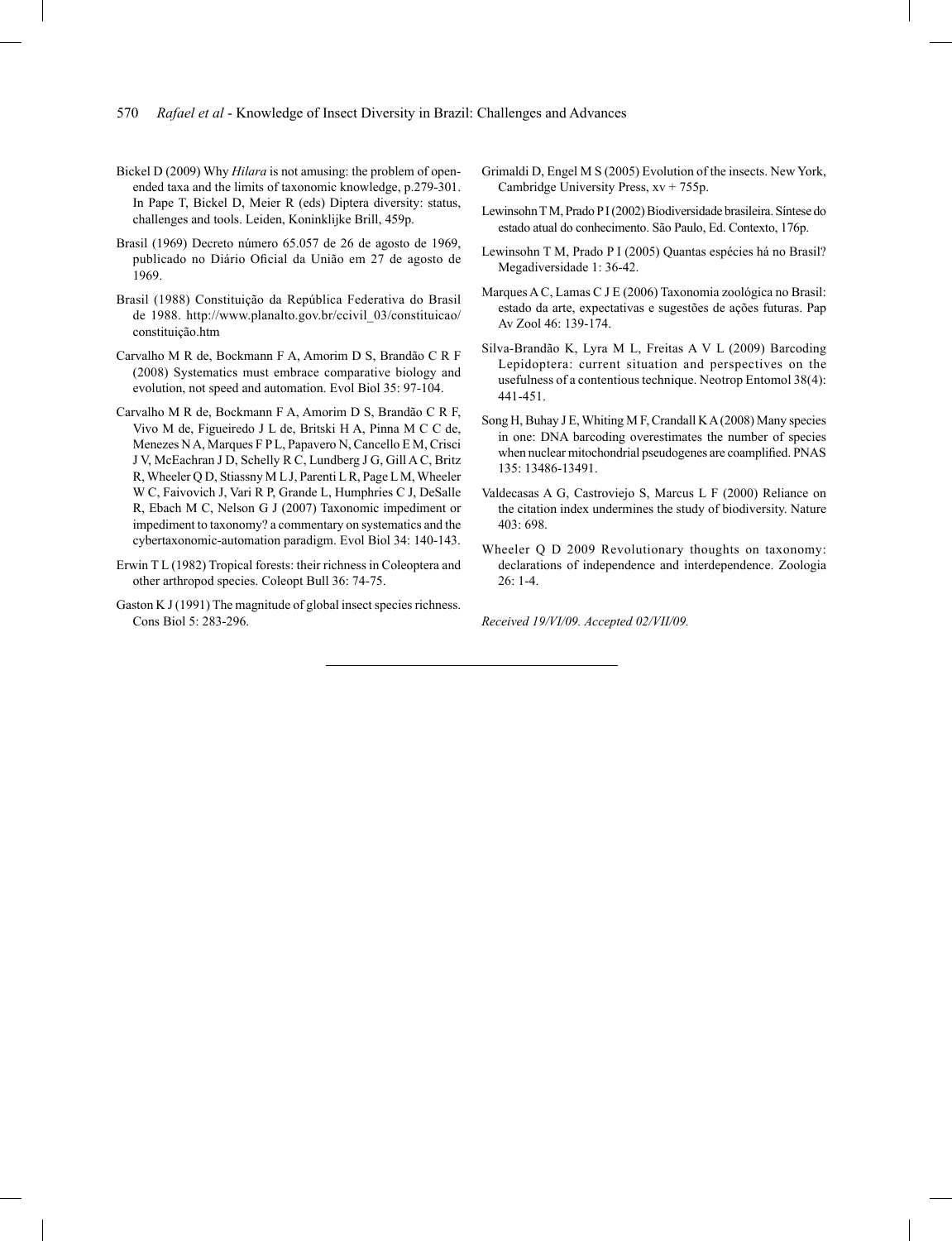Bickel D (2009) Why *Hilara* is not amusing: the problem of open-ended taxa and the limits of taxonomic knowledge, p.279-301. In Pape T, Bickel D, Meier R (eds) Diptera diversity: status, challenges and tools. Leiden, Koninklijke Brill, 459p.

Brasil (1969) Decreto número 65.057 de 26 de agosto de 1969, publicado no Diário Oficial da União em 27 de agosto de 1969.

Brasil (1988) Constituição da República Federativa do Brasil de 1988. http://www.planalto.gov.br/ccivil_03/constituicao/constituição.htm

Carvalho M R de, Bockmann F A, Amorim D S, Brandão C R F (2008) Systematics must embrace comparative biology and evolution, not speed and automation. Evol Biol 35: 97-104.

Carvalho M R de, Bockmann F A, Amorim D S, Brandão C R F, Vivo M de, Figueiredo J L de, Britski H A, Pinna M C C de, Menezes N A, Marques F P L, Papavero N, Cancello E M, Crisci J V, McEachran J D, Schelly R C, Lundberg J G, Gill A C, Britz R, Wheeler Q D, Stiassny M L J, Parenti L R, Page L M, Wheeler W C, Faivovich J, Vari R P, Grande L, Humphries C J, DeSalle R, Ebach M C, Nelson G J (2007) Taxonomic impediment or impediment to taxonomy? a commentary on systematics and the cybertaxonomic-automation paradigm. Evol Biol 34: 140-143.

Erwin T L (1982) Tropical forests: their richness in Coleoptera and other arthropod species. Coleopt Bull 36: 74-75.

Gaston K J (1991) The magnitude of global insect species richness. Cons Biol 5: 283-296.

Grimaldi D, Engel M S (2005) Evolution of the insects. New York, Cambridge University Press, xv + 755p.

Lewinsohn T M, Prado P I (2002) Biodiversidade brasileira. Síntese do estado atual do conhecimento. São Paulo, Ed. Contexto, 176p.

Lewinsohn T M, Prado P I (2005) Quantas espécies há no Brasil? Megadiversidade 1: 36-42.

Marques A C, Lamas C J E (2006) Taxonomia zoológica no Brasil: estado da arte, expectativas e sugestões de ações futuras. Pap Av Zool 46: 139-174.

Silva-Brandão K, Lyra M L, Freitas A V L (2009) Barcoding Lepidoptera: current situation and perspectives on the usefulness of a contentious technique. Neotrop Entomol 38(4): 441-451.

Song H, Buhay J E, Whiting M F, Crandall K A (2008) Many species in one: DNA barcoding overestimates the number of species when nuclear mitochondrial pseudogenes are coamplified. PNAS 135: 13486-13491.

Valdecasas A G, Castroviejo S, Marcus L F (2000) Reliance on the citation index undermines the study of biodiversity. Nature 403: 698.

Wheeler Q D 2009 Revolutionary thoughts on taxonomy: declarations of independence and interdependence. Zoologia 26: 1-4.

*Received 19/VI/09. Accepted 02/VII/09.*